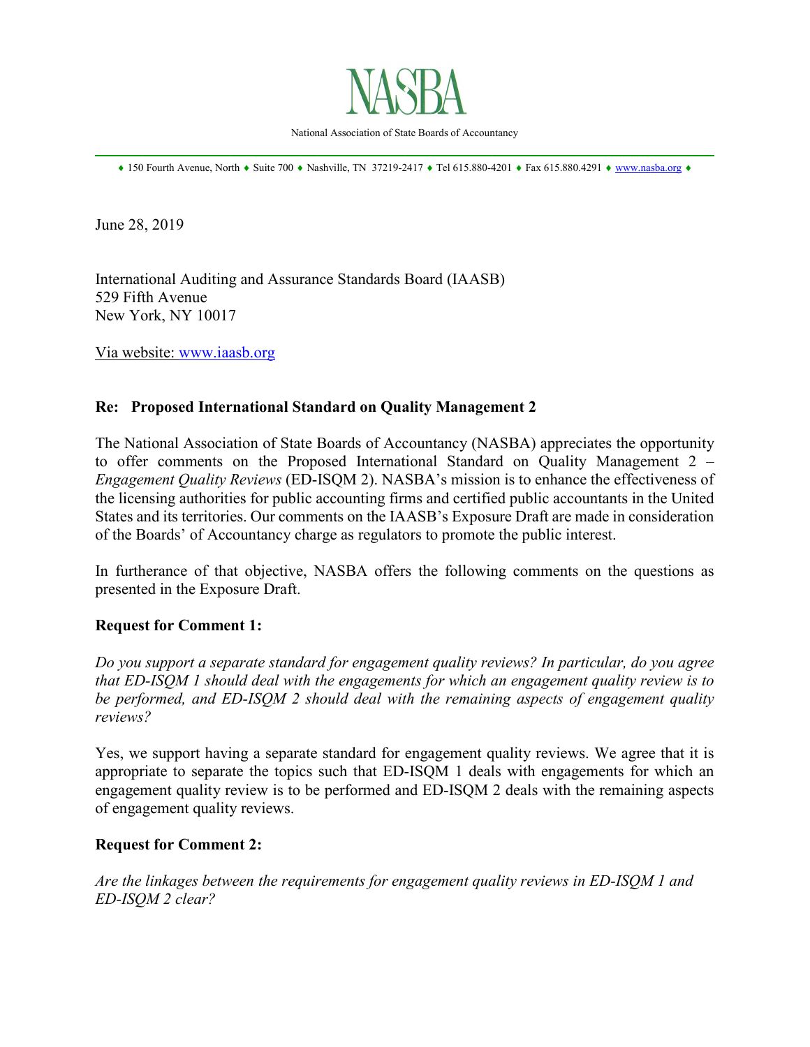# NASBA

National Association of State Boards of Accountancy

♦ 150 Fourth Avenue, North ♦ Suite 700 ♦ Nashville, TN 37219-2417 ♦ Tel 615.880-4201 ♦ Fax 615.880.4291 ♦ www.nasba.org ♦

June 28, 2019

International Auditing and Assurance Standards Board (IAASB)
529 Fifth Avenue
New York, NY 10017

Via website: www.iaasb.org

**Re: Proposed International Standard on Quality Management 2**

The National Association of State Boards of Accountancy (NASBA) appreciates the opportunity to offer comments on the Proposed International Standard on Quality Management 2 – *Engagement Quality Reviews* (ED-ISQM 2). NASBA's mission is to enhance the effectiveness of the licensing authorities for public accounting firms and certified public accountants in the United States and its territories. Our comments on the IAASB's Exposure Draft are made in consideration of the Boards' of Accountancy charge as regulators to promote the public interest.

In furtherance of that objective, NASBA offers the following comments on the questions as presented in the Exposure Draft.

**Request for Comment 1:**

*Do you support a separate standard for engagement quality reviews? In particular, do you agree that ED-ISQM 1 should deal with the engagements for which an engagement quality review is to be performed, and ED-ISQM 2 should deal with the remaining aspects of engagement quality reviews?*

Yes, we support having a separate standard for engagement quality reviews. We agree that it is appropriate to separate the topics such that ED-ISQM 1 deals with engagements for which an engagement quality review is to be performed and ED-ISQM 2 deals with the remaining aspects of engagement quality reviews.

**Request for Comment 2:**

*Are the linkages between the requirements for engagement quality reviews in ED-ISQM 1 and ED-ISQM 2 clear?*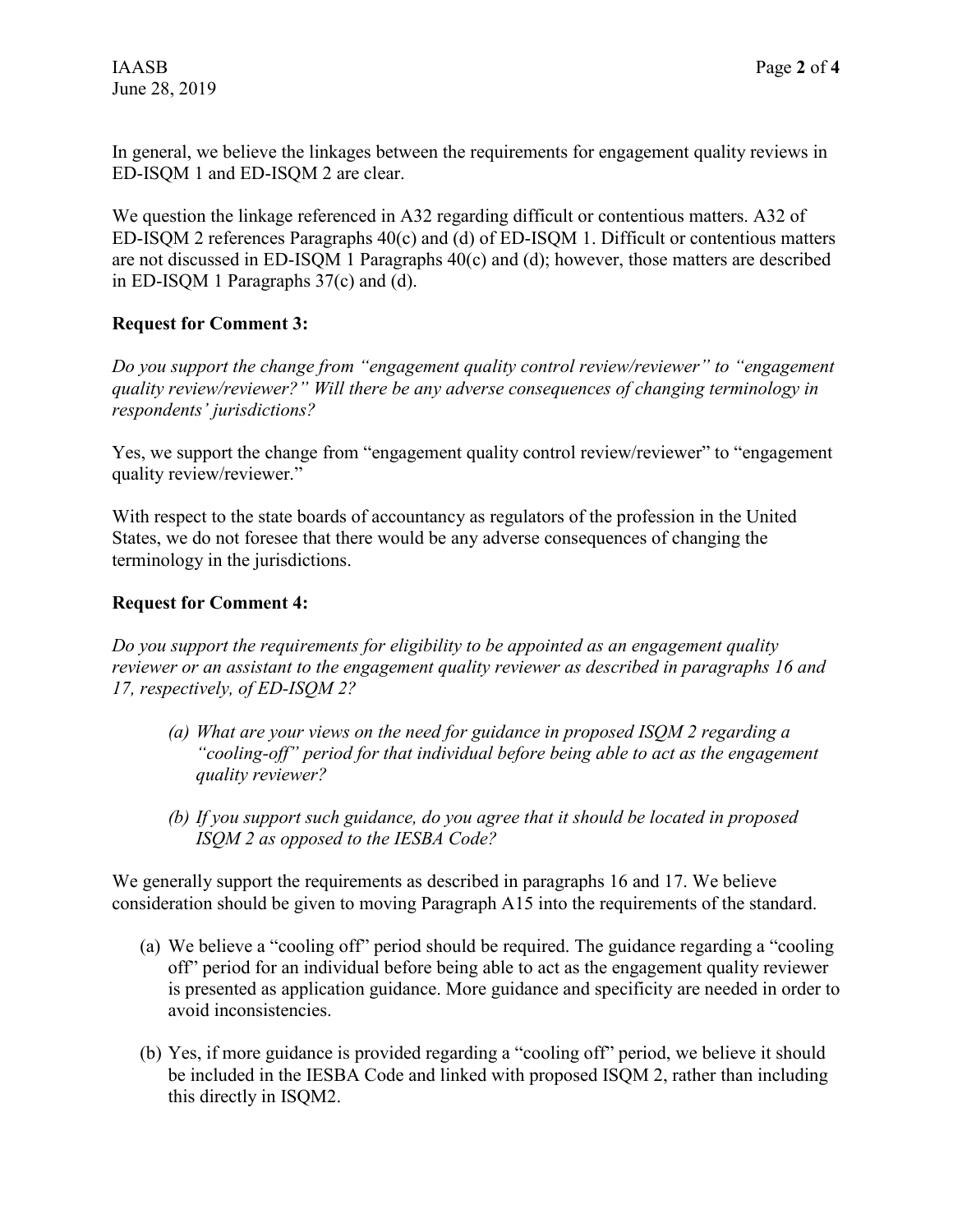In general, we believe the linkages between the requirements for engagement quality reviews in ED-ISQM 1 and ED-ISQM 2 are clear.

We question the linkage referenced in A32 regarding difficult or contentious matters. A32 of ED-ISQM 2 references Paragraphs 40(c) and (d) of ED-ISQM 1. Difficult or contentious matters are not discussed in ED-ISQM 1 Paragraphs 40(c) and (d); however, those matters are described in ED-ISQM 1 Paragraphs 37(c) and (d).

**Request for Comment 3:**

*Do you support the change from "engagement quality control review/reviewer" to "engagement quality review/reviewer?" Will there be any adverse consequences of changing terminology in respondents' jurisdictions?*

Yes, we support the change from "engagement quality control review/reviewer" to "engagement quality review/reviewer."

With respect to the state boards of accountancy as regulators of the profession in the United States, we do not foresee that there would be any adverse consequences of changing the terminology in the jurisdictions.

**Request for Comment 4:**

*Do you support the requirements for eligibility to be appointed as an engagement quality reviewer or an assistant to the engagement quality reviewer as described in paragraphs 16 and 17, respectively, of ED-ISQM 2?*

> *(a) What are your views on the need for guidance in proposed ISQM 2 regarding a "cooling-off" period for that individual before being able to act as the engagement quality reviewer?*
>
> *(b) If you support such guidance, do you agree that it should be located in proposed ISQM 2 as opposed to the IESBA Code?*

We generally support the requirements as described in paragraphs 16 and 17. We believe consideration should be given to moving Paragraph A15 into the requirements of the standard.

(a) We believe a "cooling off" period should be required. The guidance regarding a "cooling off" period for an individual before being able to act as the engagement quality reviewer is presented as application guidance. More guidance and specificity are needed in order to avoid inconsistencies.

(b) Yes, if more guidance is provided regarding a "cooling off" period, we believe it should be included in the IESBA Code and linked with proposed ISQM 2, rather than including this directly in ISQM2.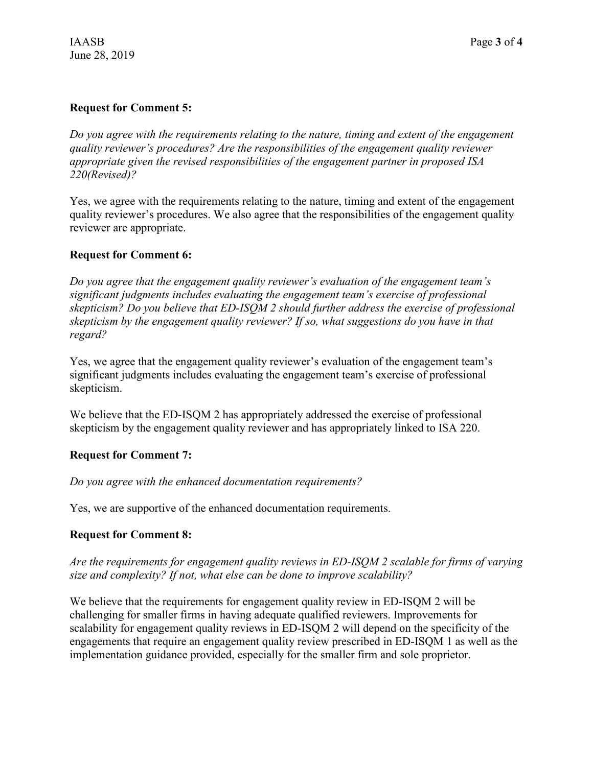**Request for Comment 5:**

*Do you agree with the requirements relating to the nature, timing and extent of the engagement quality reviewer's procedures? Are the responsibilities of the engagement quality reviewer appropriate given the revised responsibilities of the engagement partner in proposed ISA 220(Revised)?*

Yes, we agree with the requirements relating to the nature, timing and extent of the engagement quality reviewer's procedures. We also agree that the responsibilities of the engagement quality reviewer are appropriate.

**Request for Comment 6:**

*Do you agree that the engagement quality reviewer's evaluation of the engagement team's significant judgments includes evaluating the engagement team's exercise of professional skepticism? Do you believe that ED-ISQM 2 should further address the exercise of professional skepticism by the engagement quality reviewer? If so, what suggestions do you have in that regard?*

Yes, we agree that the engagement quality reviewer's evaluation of the engagement team's significant judgments includes evaluating the engagement team's exercise of professional skepticism.

We believe that the ED-ISQM 2 has appropriately addressed the exercise of professional skepticism by the engagement quality reviewer and has appropriately linked to ISA 220.

**Request for Comment 7:**

*Do you agree with the enhanced documentation requirements?*

Yes, we are supportive of the enhanced documentation requirements.

**Request for Comment 8:**

*Are the requirements for engagement quality reviews in ED-ISQM 2 scalable for firms of varying size and complexity? If not, what else can be done to improve scalability?*

We believe that the requirements for engagement quality review in ED-ISQM 2 will be challenging for smaller firms in having adequate qualified reviewers. Improvements for scalability for engagement quality reviews in ED-ISQM 2 will depend on the specificity of the engagements that require an engagement quality review prescribed in ED-ISQM 1 as well as the implementation guidance provided, especially for the smaller firm and sole proprietor.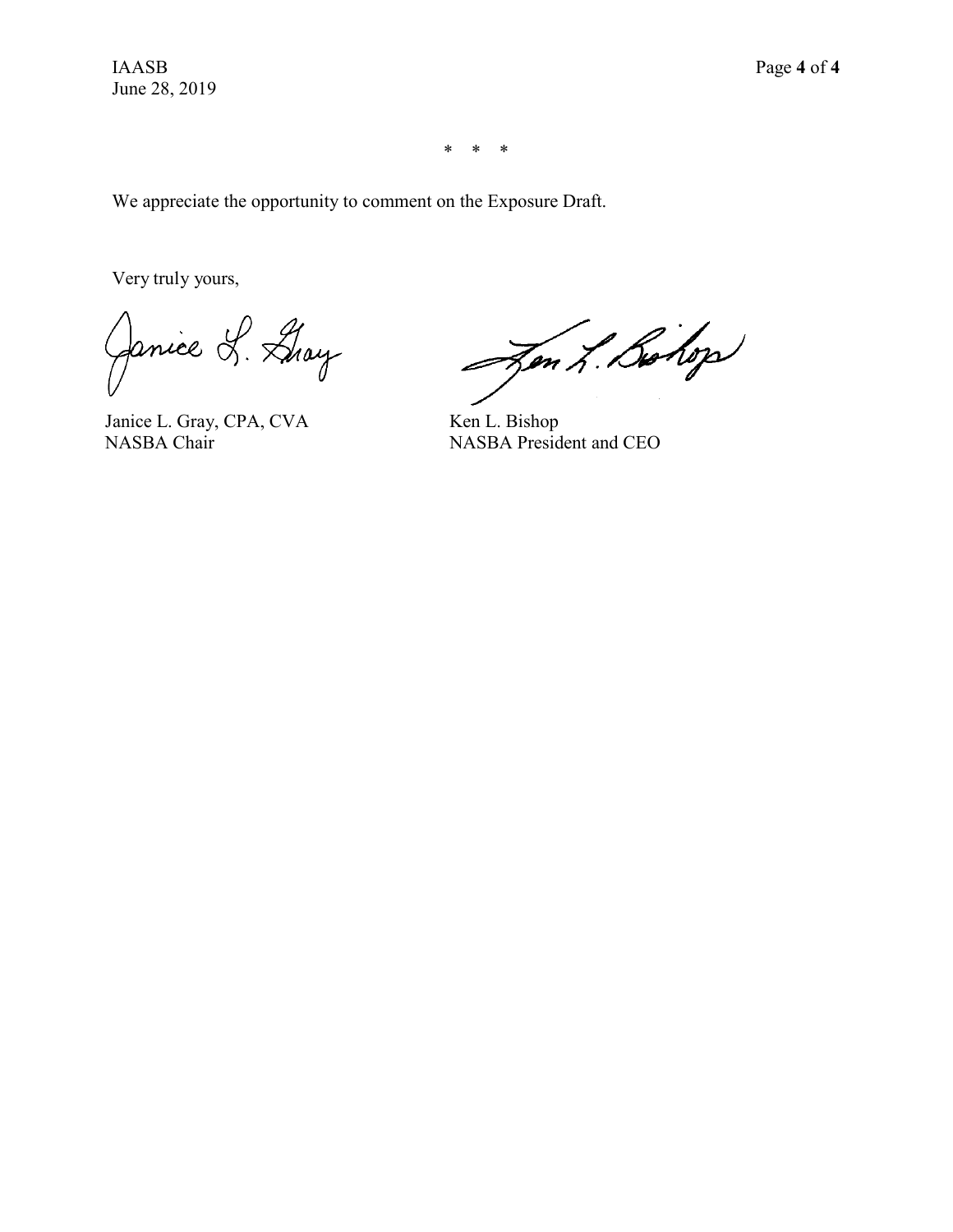\* \* \*

We appreciate the opportunity to comment on the Exposure Draft.

Very truly yours,

Janice L. Gray, CPA, CVA
NASBA Chair

Ken L. Bishop
NASBA President and CEO